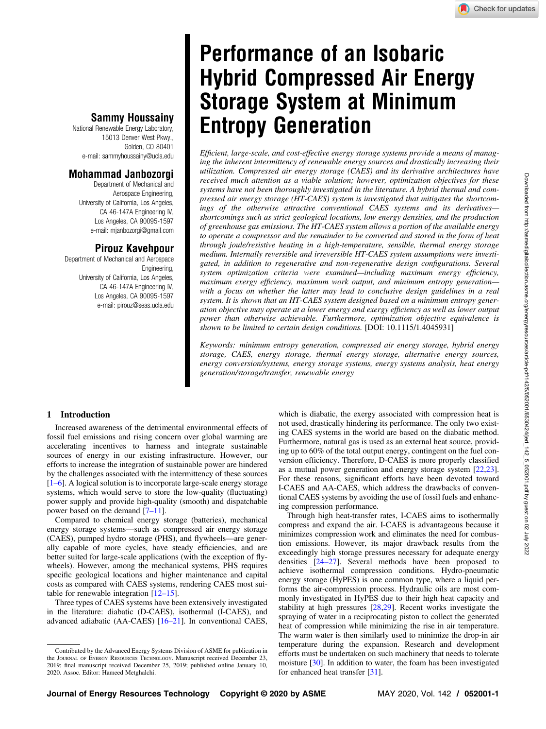# Performance of an Isobaric Hybrid Compressed Air Energy Storage System at Minimum Entropy Generation

**Sammy Houssainy**
National Renewable Energy Laboratory,
15013 Denver West Pkwy.,
Golden, CO 80401
e-mail: sammyhoussainy@ucla.edu

**Mohammad Janbozorgi**
Department of Mechanical and Aerospace Engineering,
University of California, Los Angeles,
CA 46-147A Engineering IV,
Los Angeles, CA 90095-1597
e-mail: mjanbozorgi@gmail.com

**Pirouz Kavehpour**
Department of Mechanical and Aerospace Engineering,
University of California, Los Angeles,
CA 46-147A Engineering IV,
Los Angeles, CA 90095-1597
e-mail: pirouz@seas.ucla.edu

*Efficient, large-scale, and cost-effective energy storage systems provide a means of managing the inherent intermittency of renewable energy sources and drastically increasing their utilization. Compressed air energy storage (CAES) and its derivative architectures have received much attention as a viable solution; however, optimization objectives for these systems have not been thoroughly investigated in the literature. A hybrid thermal and compressed air energy storage (HT-CAES) system is investigated that mitigates the shortcomings of the otherwise attractive conventional CAES systems and its derivatives—shortcomings such as strict geological locations, low energy densities, and the production of greenhouse gas emissions. The HT-CAES system allows a portion of the available energy to operate a compressor and the remainder to be converted and stored in the form of heat through joule/resistive heating in a high-temperature, sensible, thermal energy storage medium. Internally reversible and irreversible HT-CAES system assumptions were investigated, in addition to regenerative and non-regenerative design configurations. Several system optimization criteria were examined—including maximum energy efficiency, maximum exergy efficiency, maximum work output, and minimum entropy generation—with a focus on whether the latter may lead to conclusive design guidelines in a real system. It is shown that an HT-CAES system designed based on a minimum entropy generation objective may operate at a lower energy and exergy efficiency as well as lower output power than otherwise achievable. Furthermore, optimization objective equivalence is shown to be limited to certain design conditions.* [DOI: 10.1115/1.4045931]

*Keywords: minimum entropy generation, compressed air energy storage, hybrid energy storage, CAES, energy storage, thermal energy storage, alternative energy sources, energy conversion/systems, energy storage systems, energy systems analysis, heat energy generation/storage/transfer, renewable energy*

## 1 Introduction

Increased awareness of the detrimental environmental effects of fossil fuel emissions and rising concern over global warming are accelerating incentives to harness and integrate sustainable sources of energy in our existing infrastructure. However, our efforts to increase the integration of sustainable power are hindered by the challenges associated with the intermittency of these sources [1–6]. A logical solution is to incorporate large-scale energy storage systems, which would serve to store the low-quality (fluctuating) power supply and provide high-quality (smooth) and dispatchable power based on the demand [7–11].

Compared to chemical energy storage (batteries), mechanical energy storage systems—such as compressed air energy storage (CAES), pumped hydro storage (PHS), and flywheels—are generally capable of more cycles, have steady efficiencies, and are better suited for large-scale applications (with the exception of flywheels). However, among the mechanical systems, PHS requires specific geological locations and higher maintenance and capital costs as compared with CAES systems, rendering CAES most suitable for renewable integration [12–15].

Three types of CAES systems have been extensively investigated in the literature: diabatic (D-CAES), isothermal (I-CAES), and advanced adiabatic (AA-CAES) [16–21]. In conventional CAES, which is diabatic, the exergy associated with compression heat is not used, drastically hindering its performance. The only two existing CAES systems in the world are based on the diabatic method. Furthermore, natural gas is used as an external heat source, providing up to 60% of the total output energy, contingent on the fuel conversion efficiency. Therefore, D-CAES is more properly classified as a mutual power generation and energy storage system [22,23]. For these reasons, significant efforts have been devoted toward I-CAES and AA-CAES, which address the drawbacks of conventional CAES systems by avoiding the use of fossil fuels and enhancing compression performance.

Through high heat-transfer rates, I-CAES aims to isothermally compress and expand the air. I-CAES is advantageous because it minimizes compression work and eliminates the need for combustion emissions. However, its major drawback results from the exceedingly high storage pressures necessary for adequate energy densities [24–27]. Several methods have been proposed to achieve isothermal compression conditions. Hydro-pneumatic energy storage (HyPES) is one common type, where a liquid performs the air-compression process. Hydraulic oils are most commonly investigated in HyPES due to their high heat capacity and stability at high pressures [28,29]. Recent works investigate the spraying of water in a reciprocating piston to collect the generated heat of compression while minimizing the rise in air temperature. The warm water is then similarly used to minimize the drop-in air temperature during the expansion. Research and development efforts must be undertaken on such machinery that needs to tolerate moisture [30]. In addition to water, the foam has been investigated for enhanced heat transfer [31].

Contributed by the Advanced Energy Systems Division of ASME for publication in the Journal of Energy Resources Technology. Manuscript received December 23, 2019; final manuscript received December 25, 2019; published online January 10, 2020. Assoc. Editor: Hameed Metghalchi.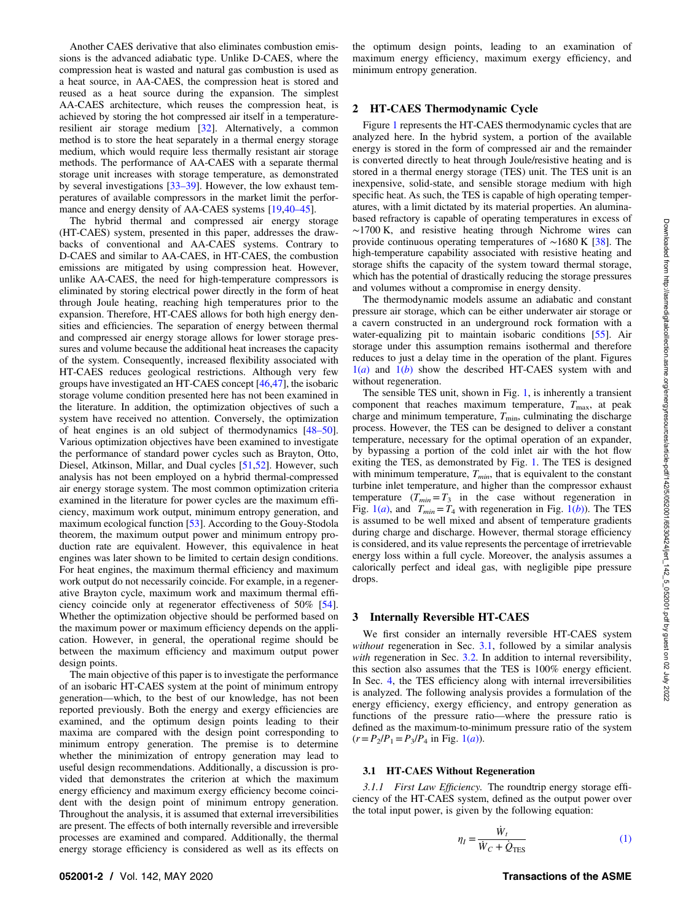Another CAES derivative that also eliminates combustion emissions is the advanced adiabatic type. Unlike D-CAES, where the compression heat is wasted and natural gas combustion is used as a heat source, in AA-CAES, the compression heat is stored and reused as a heat source during the expansion. The simplest AA-CAES architecture, which reuses the compression heat, is achieved by storing the hot compressed air itself in a temperature-resilient air storage medium [32]. Alternatively, a common method is to store the heat separately in a thermal energy storage medium, which would require less thermally resistant air storage methods. The performance of AA-CAES with a separate thermal storage unit increases with storage temperature, as demonstrated by several investigations [33–39]. However, the low exhaust temperatures of available compressors in the market limit the performance and energy density of AA-CAES systems [19,40–45].

The hybrid thermal and compressed air energy storage (HT-CAES) system, presented in this paper, addresses the drawbacks of conventional and AA-CAES systems. Contrary to D-CAES and similar to AA-CAES, in HT-CAES, the combustion emissions are mitigated by using compression heat. However, unlike AA-CAES, the need for high-temperature compressors is eliminated by storing electrical power directly in the form of heat through Joule heating, reaching high temperatures prior to the expansion. Therefore, HT-CAES allows for both high energy densities and efficiencies. The separation of energy between thermal and compressed air energy storage allows for lower storage pressures and volume because the additional heat increases the capacity of the system. Consequently, increased flexibility associated with HT-CAES reduces geological restrictions. Although very few groups have investigated an HT-CAES concept [46,47], the isobaric storage volume condition presented here has not been examined in the literature. In addition, the optimization objectives of such a system have received no attention. Conversely, the optimization of heat engines is an old subject of thermodynamics [48–50]. Various optimization objectives have been examined to investigate the performance of standard power cycles such as Brayton, Otto, Diesel, Atkinson, Millar, and Dual cycles [51,52]. However, such analysis has not been employed on a hybrid thermal-compressed air energy storage system. The most common optimization criteria examined in the literature for power cycles are the maximum efficiency, maximum work output, minimum entropy generation, and maximum ecological function [53]. According to the Gouy-Stodola theorem, the maximum output power and minimum entropy production rate are equivalent. However, this equivalence in heat engines was later shown to be limited to certain design conditions. For heat engines, the maximum thermal efficiency and maximum work output do not necessarily coincide. For example, in a regenerative Brayton cycle, maximum work and maximum thermal efficiency coincide only at regenerator effectiveness of 50% [54]. Whether the optimization objective should be performed based on the maximum power or maximum efficiency depends on the application. However, in general, the operational regime should be between the maximum efficiency and maximum output power design points.

The main objective of this paper is to investigate the performance of an isobaric HT-CAES system at the point of minimum entropy generation—which, to the best of our knowledge, has not been reported previously. Both the energy and exergy efficiencies are examined, and the optimum design points leading to their maxima are compared with the design point corresponding to minimum entropy generation. The premise is to determine whether the minimization of entropy generation may lead to useful design recommendations. Additionally, a discussion is provided that demonstrates the criterion at which the maximum energy efficiency and maximum exergy efficiency become coincident with the design point of minimum entropy generation. Throughout the analysis, it is assumed that external irreversibilities are present. The effects of both internally reversible and irreversible processes are examined and compared. Additionally, the thermal energy storage efficiency is considered as well as its effects on the optimum design points, leading to an examination of maximum energy efficiency, maximum exergy efficiency, and minimum entropy generation.

## 2 HT-CAES Thermodynamic Cycle

Figure 1 represents the HT-CAES thermodynamic cycles that are analyzed here. In the hybrid system, a portion of the available energy is stored in the form of compressed air and the remainder is converted directly to heat through Joule/resistive heating and is stored in a thermal energy storage (TES) unit. The TES unit is an inexpensive, solid-state, and sensible storage medium with high specific heat. As such, the TES is capable of high operating temperatures, with a limit dictated by its material properties. An alumina-based refractory is capable of operating temperatures in excess of ∼1700 K, and resistive heating through Nichrome wires can provide continuous operating temperatures of ∼1680 K [38]. The high-temperature capability associated with resistive heating and storage shifts the capacity of the system toward thermal storage, which has the potential of drastically reducing the storage pressures and volumes without a compromise in energy density.

The thermodynamic models assume an adiabatic and constant pressure air storage, which can be either underwater air storage or a cavern constructed in an underground rock formation with a water-equalizing pit to maintain isobaric conditions [55]. Air storage under this assumption remains isothermal and therefore reduces to just a delay time in the operation of the plant. Figures 1(*a*) and 1(*b*) show the described HT-CAES system with and without regeneration.

The sensible TES unit, shown in Fig. 1, is inherently a transient component that reaches maximum temperature, $T_{\max}$, at peak charge and minimum temperature, $T_{\min}$, culminating the discharge process. However, the TES can be designed to deliver a constant temperature, necessary for the optimal operation of an expander, by bypassing a portion of the cold inlet air with the hot flow exiting the TES, as demonstrated by Fig. 1. The TES is designed with minimum temperature, $T_{min}$, that is equivalent to the constant turbine inlet temperature, and higher than the compressor exhaust temperature ($T_{min} = T_3$ in the case without regeneration in Fig. 1(*a*), and $T_{min} = T_4$ with regeneration in Fig. 1(*b*)). The TES is assumed to be well mixed and absent of temperature gradients during charge and discharge. However, thermal storage efficiency is considered, and its value represents the percentage of irretrievable energy loss within a full cycle. Moreover, the analysis assumes a calorically perfect and ideal gas, with negligible pipe pressure drops.

## 3 Internally Reversible HT-CAES

We first consider an internally reversible HT-CAES system *without* regeneration in Sec. 3.1, followed by a similar analysis *with* regeneration in Sec. 3.2. In addition to internal reversibility, this section also assumes that the TES is 100% energy efficient. In Sec. 4, the TES efficiency along with internal irreversibilities is analyzed. The following analysis provides a formulation of the energy efficiency, exergy efficiency, and entropy generation as functions of the pressure ratio—where the pressure ratio is defined as the maximum-to-minimum pressure ratio of the system ($r = P_2/P_1 = P_3/P_4$ in Fig. 1(*a*)).

### 3.1 HT-CAES Without Regeneration

*3.1.1 First Law Efficiency.* The roundtrip energy storage efficiency of the HT-CAES system, defined as the output power over the total input power, is given by the following equation:

$$\eta_I = \frac{\dot{W}_t}{\dot{W}_C + \dot{Q}_{\text{TES}}} \tag{1}$$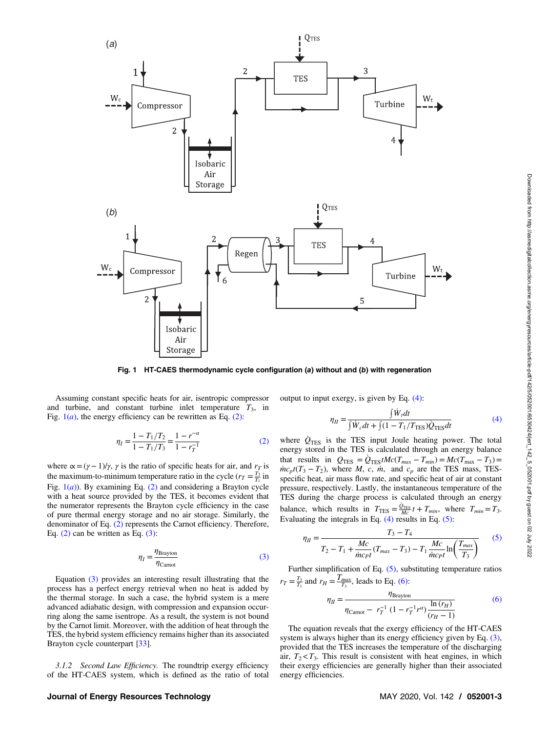Fig. 1 HT-CAES thermodynamic cycle configuration (*a*) without and (*b*) with regeneration

Assuming constant specific heats for air, isentropic compressor and turbine, and constant turbine inlet temperature $T_3$, in Fig. 1(*a*), the energy efficiency can be rewritten as Eq. (2):

$$\eta_I = \frac{1 - T_1/T_2}{1 - T_1/T_3} = \frac{1 - r^{-\alpha}}{1 - r_T^{-1}} \tag{2}$$

where $\propto = (\gamma - 1)/\gamma$, $\gamma$ is the ratio of specific heats for air, and $r_T$ is the maximum-to-minimum temperature ratio in the cycle ($r_T = \frac{T_3}{T_1}$ in Fig. 1(*a*)). By examining Eq. (2) and considering a Brayton cycle with a heat source provided by the TES, it becomes evident that the numerator represents the Brayton cycle efficiency in the case of pure thermal energy storage and no air storage. Similarly, the denominator of Eq. (2) represents the Carnot efficiency. Therefore, Eq. (2) can be written as Eq. (3):

$$\eta_I = \frac{\eta_{\text{Brayton}}}{\eta_{\text{Carnot}}} \tag{3}$$

Equation (3) provides an interesting result illustrating that the process has a perfect energy retrieval when no heat is added by the thermal storage. In such a case, the hybrid system is a mere advanced adiabatic design, with compression and expansion occurring along the same isentrope. As a result, the system is not bound by the Carnot limit. Moreover, with the addition of heat through the TES, the hybrid system efficiency remains higher than its associated Brayton cycle counterpart [33].

*3.1.2 Second Law Efficiency.* The roundtrip exergy efficiency of the HT-CAES system, which is defined as the ratio of total output to input exergy, is given by Eq. (4):

$$\eta_{II} = \frac{\int \dot{W}_t dt}{\int \dot{W}_c dt + \int (1 - T_1/T_{\text{TES}}) \dot{Q}_{\text{TES}} dt} \tag{4}$$

where $\dot{Q}_{\text{TES}}$ is the TES input Joule heating power. The total energy stored in the TES is calculated through an energy balance that results in $Q_{\text{TES}} = \dot{Q}_{\text{TES}} t Mc(T_{max} - T_{min}) = Mc(T_{\max} - T_3) = \dot{m} c_p t (T_3 - T_2)$, where $M$, $c$, $\dot{m}$, and $c_p$ are the TES mass, TES-specific heat, air mass flow rate, and specific heat of air at constant pressure, respectively. Lastly, the instantaneous temperature of the TES during the charge process is calculated through an energy balance, which results in $T_{\text{TES}} = \frac{\dot{Q}_{\text{TES}}}{Mc} t + T_{min}$, where $T_{min} = T_3$. Evaluating the integrals in Eq. (4) results in Eq. (5):

$$\eta_{II} = \frac{T_3 - T_4}{T_2 - T_1 + \frac{Mc}{\dot{m} c_P t}(T_{max} - T_3) - T_1 \frac{Mc}{\dot{m} c_P t} \ln\left(\frac{T_{max}}{T_3}\right)} \tag{5}$$

Further simplification of Eq. (5), substituting temperature ratios $r_T = \frac{T_3}{T_1}$ and $r_H = \frac{T_{max}}{T_3}$, leads to Eq. (6):

$$\eta_{II} = \frac{\eta_{\text{Brayton}}}{\eta_{\text{Carnot}} - r_T^{-1}(1 - r_T^{-1} r^{\alpha}) \frac{\ln(r_H)}{(r_H - 1)}} \tag{6}$$

The equation reveals that the exergy efficiency of the HT-CAES system is always higher than its energy efficiency given by Eq. (3), provided that the TES increases the temperature of the discharging air, $T_2 < T_3$. This result is consistent with heat engines, in which their exergy efficiencies are generally higher than their associated energy efficiencies.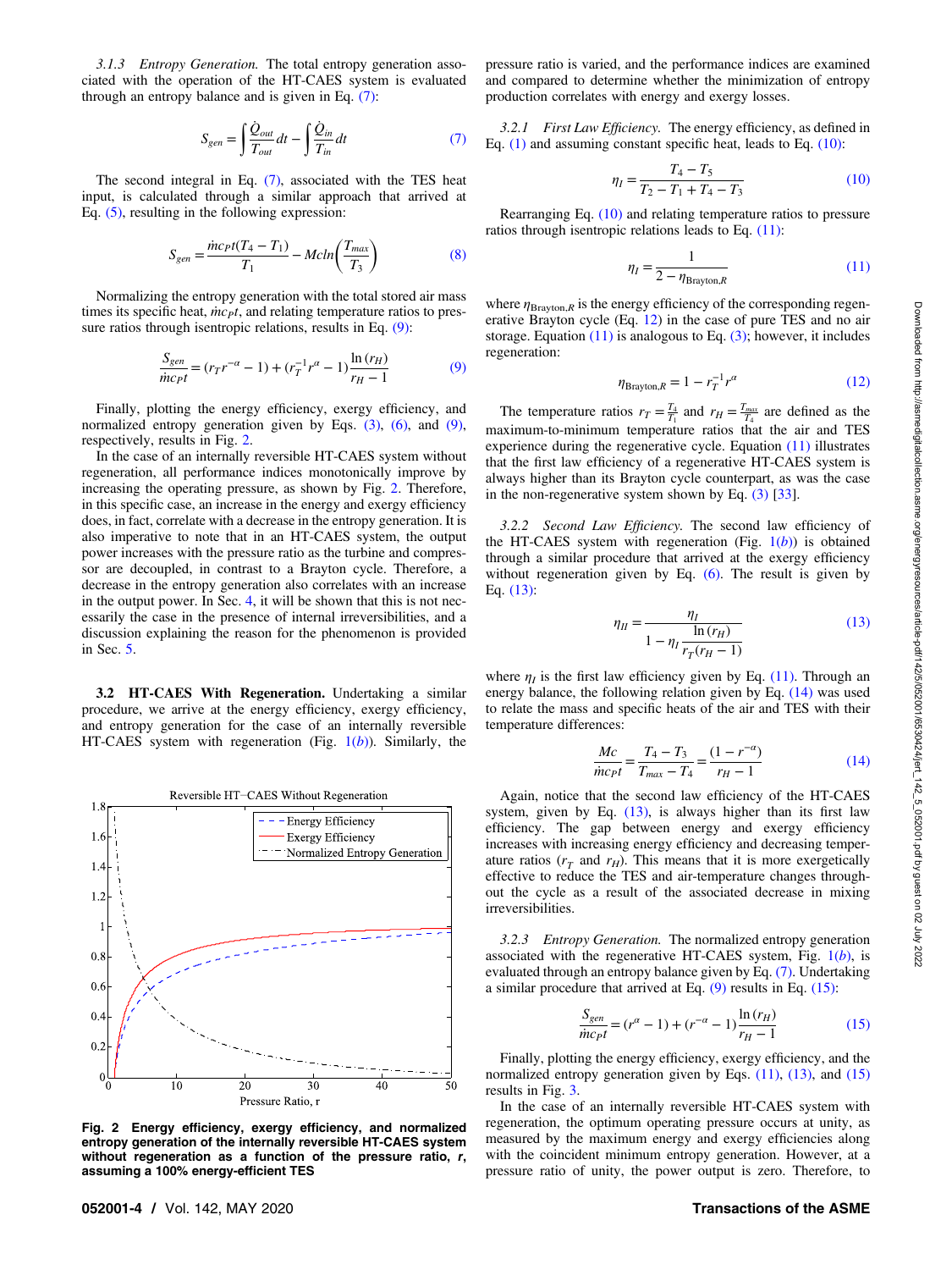*3.1.3 Entropy Generation.* The total entropy generation associated with the operation of the HT-CAES system is evaluated through an entropy balance and is given in Eq. (7):

$$S_{gen} = \int \frac{\dot{Q}_{out}}{T_{out}} dt - \int \frac{\dot{Q}_{in}}{T_{in}} dt \tag{7}$$

The second integral in Eq. (7), associated with the TES heat input, is calculated through a similar approach that arrived at Eq. (5), resulting in the following expression:

$$S_{gen} = \frac{\dot{m} c_P t (T_4 - T_1)}{T_1} - Mc \ln\left(\frac{T_{max}}{T_3}\right) \tag{8}$$

Normalizing the entropy generation with the total stored air mass times its specific heat, $\dot{m} c_P t$, and relating temperature ratios to pressure ratios through isentropic relations, results in Eq. (9):

$$\frac{S_{gen}}{\dot{m} c_P t} = (r_T r^{-\alpha} - 1) + (r_T^{-1} r^{\alpha} - 1) \frac{\ln(r_H)}{r_H - 1} \tag{9}$$

Finally, plotting the energy efficiency, exergy efficiency, and normalized entropy generation given by Eqs. (3), (6), and (9), respectively, results in Fig. 2.

In the case of an internally reversible HT-CAES system without regeneration, all performance indices monotonically improve by increasing the operating pressure, as shown by Fig. 2. Therefore, in this specific case, an increase in the energy and exergy efficiency does, in fact, correlate with a decrease in the entropy generation. It is also imperative to note that in an HT-CAES system, the output power increases with the pressure ratio as the turbine and compressor are decoupled, in contrast to a Brayton cycle. Therefore, a decrease in the entropy generation also correlates with an increase in the output power. In Sec. 4, it will be shown that this is not necessarily the case in the presence of internal irreversibilities, and a discussion explaining the reason for the phenomenon is provided in Sec. 5.

### 3.2 HT-CAES With Regeneration.

Undertaking a similar procedure, we arrive at the energy efficiency, exergy efficiency, and entropy generation for the case of an internally reversible HT-CAES system with regeneration (Fig. 1(*b*)). Similarly, the pressure ratio is varied, and the performance indices are examined and compared to determine whether the minimization of entropy production correlates with energy and exergy losses.

**Fig. 2 Energy efficiency, exergy efficiency, and normalized entropy generation of the internally reversible HT-CAES system without regeneration as a function of the pressure ratio, *r*, assuming a 100% energy-efficient TES**

*3.2.1 First Law Efficiency.* The energy efficiency, as defined in Eq. (1) and assuming constant specific heat, leads to Eq. (10):

$$\eta_I = \frac{T_4 - T_5}{T_2 - T_1 + T_4 - T_3} \tag{10}$$

Rearranging Eq. (10) and relating temperature ratios to pressure ratios through isentropic relations leads to Eq. (11):

$$\eta_I = \frac{1}{2 - \eta_{\text{Brayton},R}} \tag{11}$$

where $\eta_{\text{Brayton},R}$ is the energy efficiency of the corresponding regenerative Brayton cycle (Eq. 12) in the case of pure TES and no air storage. Equation (11) is analogous to Eq. (3); however, it includes regeneration:

$$\eta_{\text{Brayton},R} = 1 - r_T^{-1} r^{\alpha} \tag{12}$$

The temperature ratios $r_T = \frac{T_3}{T_1}$ and $r_H = \frac{T_{max}}{T_4}$ are defined as the maximum-to-minimum temperature ratios that the air and TES experience during the regenerative cycle. Equation (11) illustrates that the first law efficiency of a regenerative HT-CAES system is always higher than its Brayton cycle counterpart, as was the case in the non-regenerative system shown by Eq. (3) [33].

*3.2.2 Second Law Efficiency.* The second law efficiency of the HT-CAES system with regeneration (Fig. 1(*b*)) is obtained through a similar procedure that arrived at the exergy efficiency without regeneration given by Eq. (6). The result is given by Eq. (13):

$$\eta_{II} = \frac{\eta_I}{1 - \eta_I \dfrac{\ln(r_H)}{r_T(r_H - 1)}} \tag{13}$$

where $\eta_I$ is the first law efficiency given by Eq. (11). Through an energy balance, the following relation given by Eq. (14) was used to relate the mass and specific heats of the air and TES with their temperature differences:

$$\frac{Mc}{\dot{m} c_P t} = \frac{T_4 - T_3}{T_{max} - T_4} = \frac{(1 - r^{-\alpha})}{r_H - 1} \tag{14}$$

Again, notice that the second law efficiency of the HT-CAES system, given by Eq. (13), is always higher than its first law efficiency. The gap between energy and exergy efficiency increases with increasing energy efficiency and decreasing temperature ratios ($r_T$ and $r_H$). This means that it is more exergetically effective to reduce the TES and air-temperature changes throughout the cycle as a result of the associated decrease in mixing irreversibilities.

*3.2.3 Entropy Generation.* The normalized entropy generation associated with the regenerative HT-CAES system, Fig. 1(*b*), is evaluated through an entropy balance given by Eq. (7). Undertaking a similar procedure that arrived at Eq. (9) results in Eq. (15):

$$\frac{S_{gen}}{\dot{m} c_P t} = (r^{\alpha} - 1) + (r^{-\alpha} - 1) \frac{\ln(r_H)}{r_H - 1} \tag{15}$$

Finally, plotting the energy efficiency, exergy efficiency, and the normalized entropy generation given by Eqs. (11), (13), and (15) results in Fig. 3.

In the case of an internally reversible HT-CAES system with regeneration, the optimum operating pressure occurs at unity, as measured by the maximum energy and exergy efficiencies along with the coincident minimum entropy generation. However, at a pressure ratio of unity, the power output is zero. Therefore, to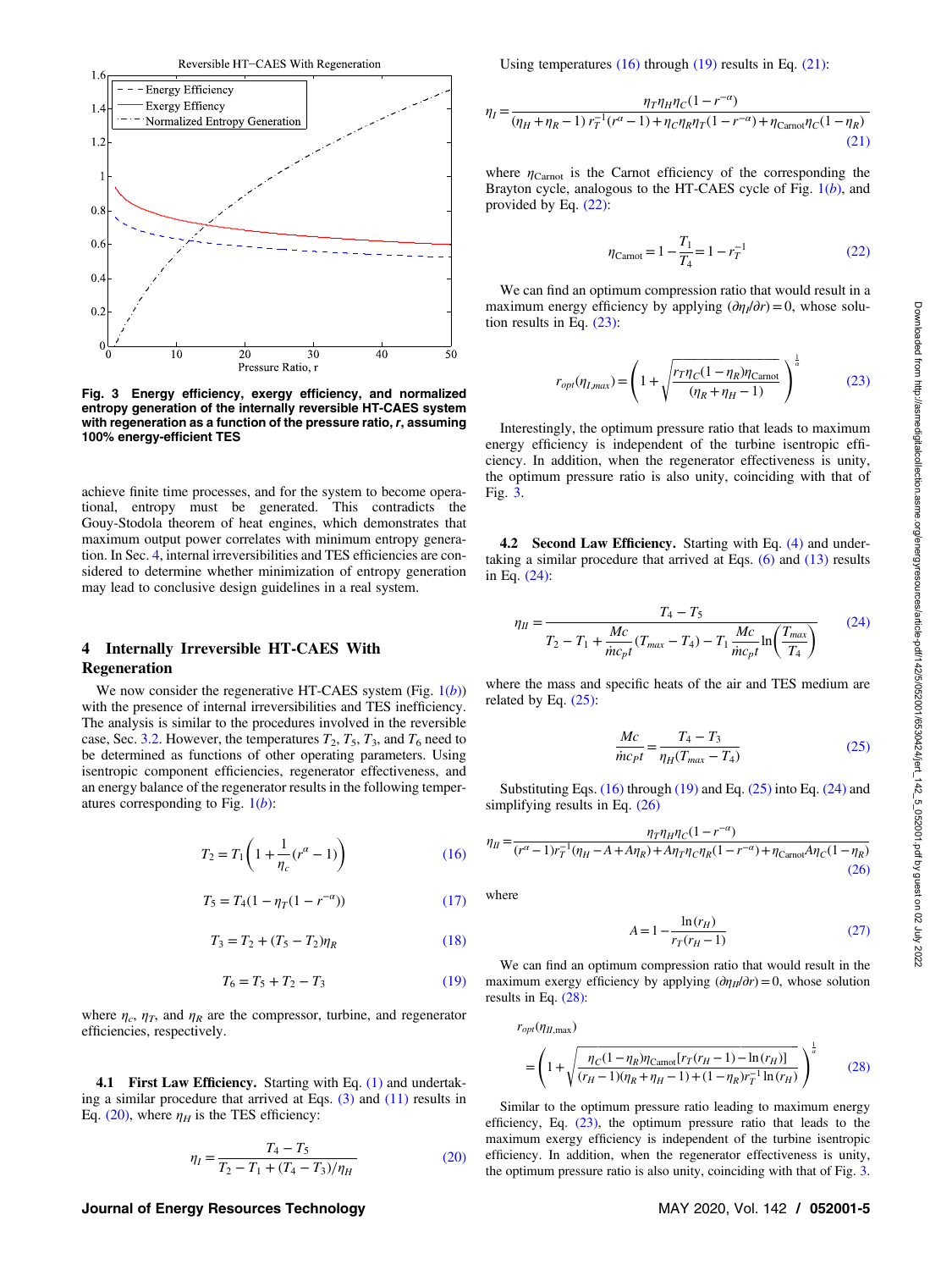Fig. 3 Energy efficiency, exergy efficiency, and normalized entropy generation of the internally reversible HT-CAES system with regeneration as a function of the pressure ratio, $r$, assuming 100% energy-efficient TES

achieve finite time processes, and for the system to become operational, entropy must be generated. This contradicts the Gouy-Stodola theorem of heat engines, which demonstrates that maximum output power correlates with minimum entropy generation. In Sec. 4, internal irreversibilities and TES efficiencies are considered to determine whether minimization of entropy generation may lead to conclusive design guidelines in a real system.

## 4 Internally Irreversible HT-CAES With Regeneration

We now consider the regenerative HT-CAES system (Fig. 1(*b*)) with the presence of internal irreversibilities and TES inefficiency. The analysis is similar to the procedures involved in the reversible case, Sec. 3.2. However, the temperatures $T_2$, $T_5$, $T_3$, and $T_6$ need to be determined as functions of other operating parameters. Using isentropic component efficiencies, regenerator effectiveness, and an energy balance of the regenerator results in the following temperatures corresponding to Fig. 1(*b*):

$$T_2 = T_1\left(1 + \frac{1}{\eta_c}(r^{\alpha} - 1)\right) \tag{16}$$

$$T_5 = T_4(1 - \eta_T(1 - r^{-\alpha})) \tag{17}$$

$$T_3 = T_2 + (T_5 - T_2)\eta_R \tag{18}$$

$$T_6 = T_5 + T_2 - T_3 \tag{19}$$

where $\eta_c$, $\eta_T$, and $\eta_R$ are the compressor, turbine, and regenerator efficiencies, respectively.

**4.1 First Law Efficiency.** Starting with Eq. (1) and undertaking a similar procedure that arrived at Eqs. (3) and (11) results in Eq. (20), where $\eta_H$ is the TES efficiency:

$$\eta_I = \frac{T_4 - T_5}{T_2 - T_1 + (T_4 - T_3)/\eta_H} \tag{20}$$

Using temperatures (16) through (19) results in Eq. (21):

$$\eta_I = \frac{\eta_T\eta_H\eta_C(1 - r^{-\alpha})}{(\eta_H + \eta_R - 1)\, r_T^{-1}(r^{\alpha} - 1) + \eta_C\eta_R\eta_T(1 - r^{-\alpha}) + \eta_{\text{Carnot}}\eta_C(1 - \eta_R)} \tag{21}$$

where $\eta_{\text{Carnot}}$ is the Carnot efficiency of the corresponding the Brayton cycle, analogous to the HT-CAES cycle of Fig. 1(*b*), and provided by Eq. (22):

$$\eta_{\text{Carnot}} = 1 - \frac{T_1}{T_4} = 1 - r_T^{-1} \tag{22}$$

We can find an optimum compression ratio that would result in a maximum energy efficiency by applying $(\partial\eta_I/\partial r) = 0$, whose solution results in Eq. (23):

$$r_{opt}(\eta_{I,max}) = \left(1 + \sqrt{\frac{r_T\eta_C(1 - \eta_R)\eta_{\text{Carnot}}}{(\eta_R + \eta_H - 1)}}\right)^{\frac{1}{\alpha}} \tag{23}$$

Interestingly, the optimum pressure ratio that leads to maximum energy efficiency is independent of the turbine isentropic efficiency. In addition, when the regenerator effectiveness is unity, the optimum pressure ratio is also unity, coinciding with that of Fig. 3.

**4.2 Second Law Efficiency.** Starting with Eq. (4) and undertaking a similar procedure that arrived at Eqs. (6) and (13) results in Eq. (24):

$$\eta_{II} = \frac{T_4 - T_5}{T_2 - T_1 + \dfrac{Mc}{\dot{m}c_{pt}}(T_{max} - T_4) - T_1\dfrac{Mc}{\dot{m}c_{pt}}\ln\left(\dfrac{T_{max}}{T_4}\right)} \tag{24}$$

where the mass and specific heats of the air and TES medium are related by Eq. (25):

$$\frac{Mc}{\dot{m}c_{Pt}} = \frac{T_4 - T_3}{\eta_H(T_{max} - T_4)} \tag{25}$$

Substituting Eqs. (16) through (19) and Eq. (25) into Eq. (24) and simplifying results in Eq. (26)

$$\eta_{II} = \frac{\eta_T\eta_H\eta_C(1 - r^{-\alpha})}{(r^{\alpha} - 1)r_T^{-1}(\eta_H - A + A\eta_R) + A\eta_T\eta_C\eta_R(1 - r^{-\alpha}) + \eta_{\text{Carnot}}A\eta_C(1 - \eta_R)} \tag{26}$$

where

$$A = 1 - \frac{\ln(r_H)}{r_T(r_H - 1)} \tag{27}$$

We can find an optimum compression ratio that would result in the maximum exergy efficiency by applying $(\partial\eta_{II}/\partial r) = 0$, whose solution results in Eq. (28):

$$r_{opt}(\eta_{II,\max}) = \left(1 + \sqrt{\frac{\eta_C(1 - \eta_R)\eta_{\text{Carnot}}[r_T(r_H - 1) - \ln(r_H)]}{(r_H - 1)(\eta_R + \eta_H - 1) + (1 - \eta_R)r_T^{-1}\ln(r_H)}}\right)^{\frac{1}{\alpha}} \tag{28}$$

Similar to the optimum pressure ratio leading to maximum energy efficiency, Eq. (23), the optimum pressure ratio that leads to the maximum exergy efficiency is independent of the turbine isentropic efficiency. In addition, when the regenerator effectiveness is unity, the optimum pressure ratio is also unity, coinciding with that of Fig. 3.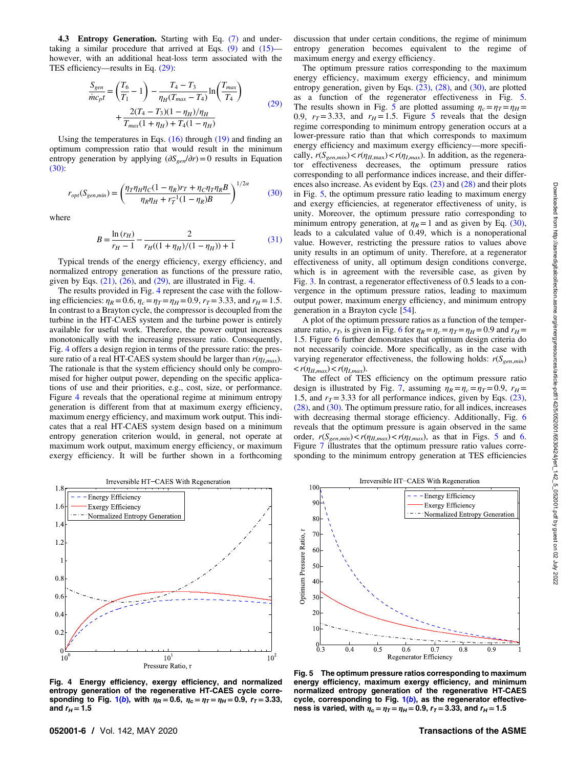**4.3 Entropy Generation.** Starting with Eq. (7) and undertaking a similar procedure that arrived at Eqs. (9) and (15)—however, with an additional heat-loss term associated with the TES efficiency—results in Eq. (29):

$$\frac{S_{gen}}{\dot{m}c_p t} = \left(\frac{T_6}{T_1} - 1\right) - \frac{T_4 - T_3}{\eta_H (T_{max} - T_4)} \ln\left(\frac{T_{max}}{T_4}\right) + \frac{2(T_4 - T_3)(1 - \eta_H)/\eta_H}{T_{max}(1 + \eta_H) + T_4(1 - \eta_H)} \tag{29}$$

Using the temperatures in Eqs. (16) through (19) and finding an optimum compression ratio that would result in the minimum entropy generation by applying $(\partial S_{gen}/\partial r) = 0$ results in Equation (30):

$$r_{opt}(S_{gen,min}) = \left(\frac{\eta_T \eta_H \eta_C (1 - \eta_R) r_T + \eta_C \eta_T \eta_R B}{\eta_R \eta_H + r_T^{-1}(1 - \eta_R) B}\right)^{1/2\alpha} \tag{30}$$

where

$$B = \frac{\ln(r_H)}{r_H - 1} - \frac{2}{r_H((1 + \eta_H)/(1 - \eta_H)) + 1} \tag{31}$$

Typical trends of the energy efficiency, exergy efficiency, and normalized entropy generation as functions of the pressure ratio, given by Eqs. (21), (26), and (29), are illustrated in Fig. 4.

The results provided in Fig. 4 represent the case with the following efficiencies: $\eta_R = 0.6$, $\eta_c = \eta_T = \eta_H = 0.9$, $r_T = 3.33$, and $r_H = 1.5$. In contrast to a Brayton cycle, the compressor is decoupled from the turbine in the HT-CAES system and the turbine power is entirely available for useful work. Therefore, the power output increases monotonically with the increasing pressure ratio. Consequently, Fig. 4 offers a design region in terms of the pressure ratio: the pressure ratio of a real HT-CAES system should be larger than $r(\eta_{I,max})$. The rationale is that the system efficiency should only be compromised for higher output power, depending on the specific applications of use and their priorities, e.g., cost, size, or performance. Figure 4 reveals that the operational regime at minimum entropy generation is different from that at maximum exergy efficiency, maximum energy efficiency, and maximum work output. This indicates that a real HT-CAES system design based on a minimum entropy generation criterion would, in general, not operate at maximum work output, maximum exergy efficiency, or maximum exergy efficiency. It will be further shown in a forthcoming discussion that under certain conditions, the regime of minimum entropy generation becomes equivalent to the regime of maximum energy and exergy efficiency.

The optimum pressure ratios corresponding to the maximum energy efficiency, maximum exergy efficiency, and minimum entropy generation, given by Eqs. (23), (28), and (30), are plotted as a function of the regenerator effectiveness in Fig. 5. The results shown in Fig. 5 are plotted assuming $\eta_c = \eta_T = \eta_H = 0.9$, $r_T = 3.33$, and $r_H = 1.5$. Figure 5 reveals that the design regime corresponding to minimum entropy generation occurs at a lower-pressure ratio than that which corresponds to maximum energy efficiency and maximum exergy efficiency—more specifically, $r(S_{gen,min}) < r(\eta_{II,\max}) < r(\eta_{I,max})$. In addition, as the regenerator effectiveness decreases, the optimum pressure ratios corresponding to all performance indices increase, and their differences also increase. As evident by Eqs. (23) and (28) and their plots in Fig. 5, the optimum pressure ratio leading to maximum energy and exergy efficiencies, at regenerator effectiveness of unity, is unity. Moreover, the optimum pressure ratio corresponding to minimum entropy generation, at $\eta_R = 1$ and as given by Eq. (30), leads to a calculated value of 0.49, which is a nonoperational value. However, restricting the pressure ratios to values above unity results in an optimum of unity. Therefore, at a regenerator effectiveness of unity, all optimum design conditions converge, which is in agreement with the reversible case, as given by Fig. 3. In contrast, a regenerator effectiveness of 0.5 leads to a convergence in the optimum pressure ratios, leading to maximum output power, maximum energy efficiency, and minimum entropy generation in a Brayton cycle [54].

A plot of the optimum pressure ratios as a function of the temperature ratio, $r_T$, is given in Fig. 6 for $\eta_R = \eta_c = \eta_T = \eta_H = 0.9$ and $r_H = 1.5$. Figure 6 further demonstrates that optimum design criteria do not necessarily coincide. More specifically, as in the case with varying regenerator effectiveness, the following holds: $r(S_{gen,min}) < r(\eta_{II,max}) < r(\eta_{I,max})$.

The effect of TES efficiency on the optimum pressure ratio design is illustrated by Fig. 7, assuming $\eta_R = \eta_c = \eta_T = 0.9$, $r_H = 1.5$, and $r_T = 3.33$ for all performance indices, given by Eqs. (23), (28), and (30). The optimum pressure ratio, for all indices, increases with decreasing thermal storage efficiency. Additionally, Fig. 6 reveals that the optimum pressure is again observed in the same order, $r(S_{gen,min}) < r(\eta_{II,max}) < r(\eta_{I,max})$, as that in Figs. 5 and 6. Figure 7 illustrates that the optimum pressure ratio values corresponding to the minimum entropy generation at TES efficiencies

**Fig. 4 Energy efficiency, exergy efficiency, and normalized entropy generation of the regenerative HT-CAES cycle corresponding to Fig. 1(*b*), with $\eta_R = 0.6$, $\eta_c = \eta_T = \eta_H = 0.9$, $r_T = 3.33$, and $r_H = 1.5$**

**Fig. 5 The optimum pressure ratios corresponding to maximum energy efficiency, maximum exergy efficiency, and minimum normalized entropy generation of the regenerative HT-CAES cycle, corresponding to Fig. 1(*b*), as the regenerator effectiveness is varied, with $\eta_c = \eta_T = \eta_H = 0.9$, $r_T = 3.33$, and $r_H = 1.5$**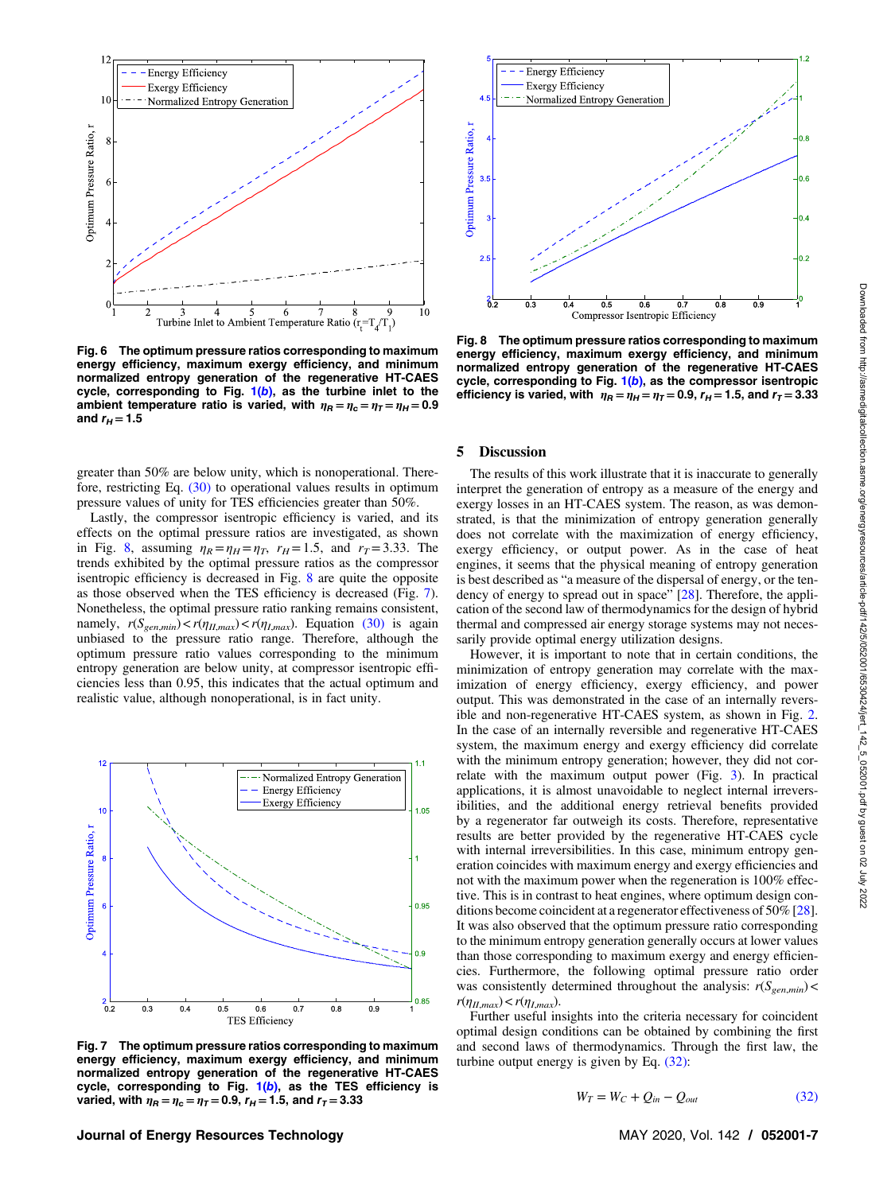Fig. 6 The optimum pressure ratios corresponding to maximum energy efficiency, maximum exergy efficiency, and minimum normalized entropy generation of the regenerative HT-CAES cycle, corresponding to Fig. 1(*b*), as the turbine inlet to the ambient temperature ratio is varied, with $\eta_R = \eta_c = \eta_T = \eta_H = 0.9$ and $r_H = 1.5$

Fig. 8 The optimum pressure ratios corresponding to maximum energy efficiency, maximum exergy efficiency, and minimum normalized entropy generation of the regenerative HT-CAES cycle, corresponding to Fig. 1(*b*), as the compressor isentropic efficiency is varied, with $\eta_R = \eta_H = \eta_T = 0.9$, $r_H = 1.5$, and $r_T = 3.33$

greater than 50% are below unity, which is nonoperational. Therefore, restricting Eq. (30) to operational values results in optimum pressure values of unity for TES efficiencies greater than 50%.

Lastly, the compressor isentropic efficiency is varied, and its effects on the optimal pressure ratios are investigated, as shown in Fig. 8, assuming $\eta_R = \eta_H = \eta_T$, $r_H = 1.5$, and $r_T = 3.33$. The trends exhibited by the optimal pressure ratios as the compressor isentropic efficiency is decreased in Fig. 8 are quite the opposite as those observed when the TES efficiency is decreased (Fig. 7). Nonetheless, the optimal pressure ratio ranking remains consistent, namely, $r(S_{gen,min}) < r(\eta_{II,max}) < r(\eta_{I,max})$. Equation (30) is again unbiased to the pressure ratio range. Therefore, although the optimum pressure ratio values corresponding to the minimum entropy generation are below unity, at compressor isentropic efficiencies less than 0.95, this indicates that the actual optimum and realistic value, although nonoperational, is in fact unity.

Fig. 7 The optimum pressure ratios corresponding to maximum energy efficiency, maximum exergy efficiency, and minimum normalized entropy generation of the regenerative HT-CAES cycle, corresponding to Fig. 1(*b*), as the TES efficiency is varied, with $\eta_R = \eta_c = \eta_T = 0.9$, $r_H = 1.5$, and $r_T = 3.33$

## 5 Discussion

The results of this work illustrate that it is inaccurate to generally interpret the generation of entropy as a measure of the energy and exergy losses in an HT-CAES system. The reason, as was demonstrated, is that the minimization of entropy generation generally does not correlate with the maximization of energy efficiency, exergy efficiency, or output power. As in the case of heat engines, it seems that the physical meaning of entropy generation is best described as "a measure of the dispersal of energy, or the tendency of energy to spread out in space" [28]. Therefore, the application of the second law of thermodynamics for the design of hybrid thermal and compressed air energy storage systems may not necessarily provide optimal energy utilization designs.

However, it is important to note that in certain conditions, the minimization of entropy generation may correlate with the maximization of energy efficiency, exergy efficiency, and power output. This was demonstrated in the case of an internally reversible and non-regenerative HT-CAES system, as shown in Fig. 2. In the case of an internally reversible and regenerative HT-CAES system, the maximum energy and exergy efficiency did correlate with the minimum entropy generation; however, they did not correlate with the maximum output power (Fig. 3). In practical applications, it is almost unavoidable to neglect internal irreversibilities, and the additional energy retrieval benefits provided by a regenerator far outweigh its costs. Therefore, representative results are better provided by the regenerative HT-CAES cycle with internal irreversibilities. In this case, minimum entropy generation coincides with maximum energy and exergy efficiencies and not with the maximum power when the regeneration is 100% effective. This is in contrast to heat engines, where optimum design conditions become coincident at a regenerator effectiveness of 50% [28]. It was also observed that the optimum pressure ratio corresponding to the minimum entropy generation generally occurs at lower values than those corresponding to maximum exergy and energy efficiencies. Furthermore, the following optimal pressure ratio order was consistently determined throughout the analysis: $r(S_{gen,min}) < r(\eta_{II,max}) < r(\eta_{I,max})$.

Further useful insights into the criteria necessary for coincident optimal design conditions can be obtained by combining the first and second laws of thermodynamics. Through the first law, the turbine output energy is given by Eq. (32):

$$W_T = W_C + Q_{in} - Q_{out} \tag{32}$$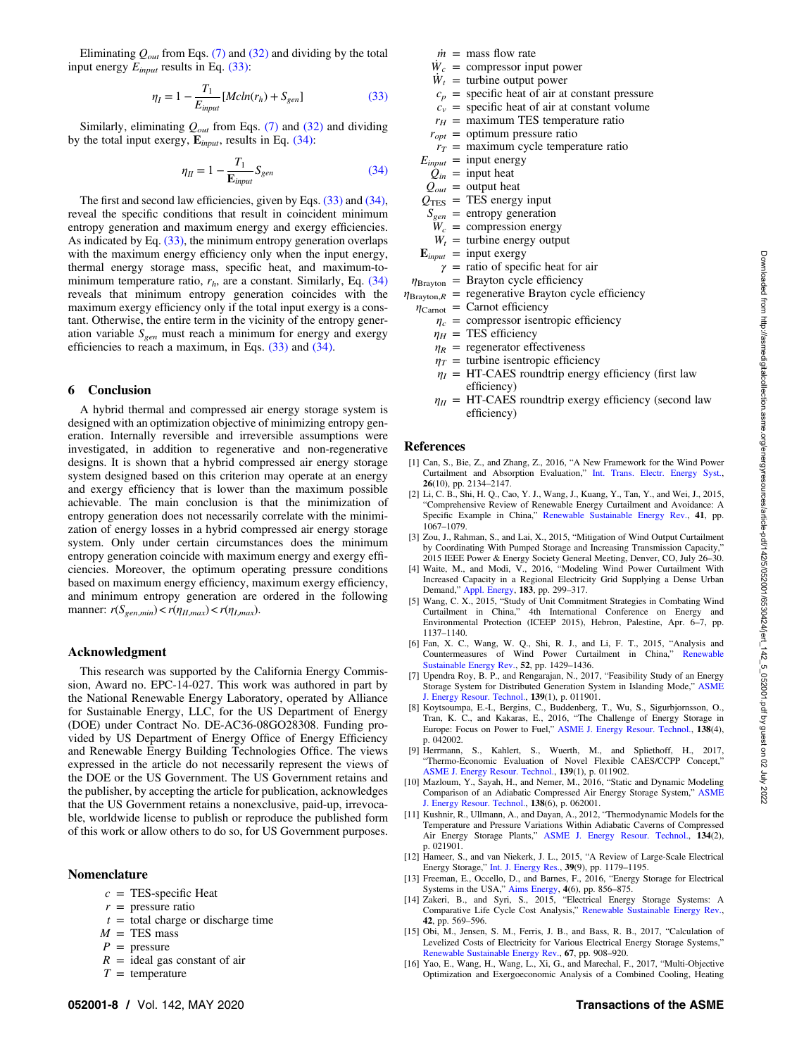Eliminating $Q_{out}$ from Eqs. (7) and (32) and dividing by the total input energy $E_{input}$ results in Eq. (33):

$$\eta_I = 1 - \frac{T_1}{E_{input}}[Mcln(r_h) + S_{gen}] \tag{33}$$

Similarly, eliminating $Q_{out}$ from Eqs. (7) and (32) and dividing by the total input exergy, $\mathbf{E}_{input}$, results in Eq. (34):

$$\eta_{II} = 1 - \frac{T_1}{\mathbf{E}_{input}} S_{gen} \tag{34}$$

The first and second law efficiencies, given by Eqs. (33) and (34), reveal the specific conditions that result in coincident minimum entropy generation and maximum energy and exergy efficiencies. As indicated by Eq. (33), the minimum entropy generation overlaps with the maximum energy efficiency only when the input energy, thermal energy storage mass, specific heat, and maximum-to-minimum temperature ratio, $r_h$, are a constant. Similarly, Eq. (34) reveals that minimum entropy generation coincides with the maximum exergy efficiency only if the total input exergy is a constant. Otherwise, the entire term in the vicinity of the entropy generation variable $S_{gen}$ must reach a minimum for energy and exergy efficiencies to reach a maximum, in Eqs. (33) and (34).

## 6 Conclusion

A hybrid thermal and compressed air energy storage system is designed with an optimization objective of minimizing entropy generation. Internally reversible and irreversible assumptions were investigated, in addition to regenerative and non-regenerative designs. It is shown that a hybrid compressed air energy storage system designed based on this criterion may operate at an energy and exergy efficiency that is lower than the maximum possible achievable. The main conclusion is that the minimization of entropy generation does not necessarily correlate with the minimization of energy losses in a hybrid compressed air energy storage system. Only under certain circumstances does the minimum entropy generation coincide with maximum energy and exergy efficiencies. Moreover, the optimum operating pressure conditions based on maximum energy efficiency, maximum exergy efficiency, and minimum entropy generation are ordered in the following manner: $r(S_{gen,min}) < r(\eta_{II,max}) < r(\eta_{I,max})$.

## Acknowledgment

This research was supported by the California Energy Commission, Award no. EPC-14-027. This work was authored in part by the National Renewable Energy Laboratory, operated by Alliance for Sustainable Energy, LLC, for the US Department of Energy (DOE) under Contract No. DE-AC36-08GO28308. Funding provided by US Department of Energy Office of Energy Efficiency and Renewable Energy Building Technologies Office. The views expressed in the article do not necessarily represent the views of the DOE or the US Government. The US Government retains and the publisher, by accepting the article for publication, acknowledges that the US Government retains a nonexclusive, paid-up, irrevocable, worldwide license to publish or reproduce the published form of this work or allow others to do so, for US Government purposes.

## Nomenclature

- $c$ = TES-specific Heat
- $r$ = pressure ratio
- $t$ = total charge or discharge time
- $M$ = TES mass
- $P$ = pressure
- $R$ = ideal gas constant of air
- $T$ = temperature
- $\dot{m}$ = mass flow rate
- $\dot{W}_c$ = compressor input power
- $\dot{W}_t$ = turbine output power
- $c_p$ = specific heat of air at constant pressure
- $c_v$ = specific heat of air at constant volume
- $r_H$ = maximum TES temperature ratio
- $r_{opt}$ = optimum pressure ratio
- $r_T$ = maximum cycle temperature ratio
- $E_{input}$ = input energy
- $Q_{in}$ = input heat
- $Q_{out}$ = output heat
- $Q_{TES}$ = TES energy input
- $S_{gen}$ = entropy generation
- $W_c$ = compression energy
- $W_t$ = turbine energy output
- $\mathbf{E}_{input}$ = input exergy
- $\gamma$ = ratio of specific heat for air
- $\eta_{Brayton}$ = Brayton cycle efficiency
- $\eta_{Brayton,R}$ = regenerative Brayton cycle efficiency
- $\eta_{Carnot}$ = Carnot efficiency
- $\eta_c$ = compressor isentropic efficiency
- $\eta_H$ = TES efficiency
- $\eta_R$ = regenerator effectiveness
- $\eta_T$ = turbine isentropic efficiency
- $\eta_I$ = HT-CAES roundtrip energy efficiency (first law efficiency)
- $\eta_{II}$ = HT-CAES roundtrip exergy efficiency (second law efficiency)

## References

[1] Can, S., Bie, Z., and Zhang, Z., 2016, "A New Framework for the Wind Power Curtailment and Absorption Evaluation," Int. Trans. Electr. Energy Syst., **26**(10), pp. 2134–2147.

[2] Li, C. B., Shi, H. Q., Cao, Y. J., Wang, J., Kuang, Y., Tan, Y., and Wei, J., 2015, "Comprehensive Review of Renewable Energy Curtailment and Avoidance: A Specific Example in China," Renewable Sustainable Energy Rev., **41**, pp. 1067–1079.

[3] Zou, J., Rahman, S., and Lai, X., 2015, "Mitigation of Wind Output Curtailment by Coordinating With Pumped Storage and Increasing Transmission Capacity," 2015 IEEE Power & Energy Society General Meeting, Denver, CO, July 26–30.

[4] Waite, M., and Modi, V., 2016, "Modeling Wind Power Curtailment With Increased Capacity in a Regional Electricity Grid Supplying a Dense Urban Demand," Appl. Energy, **183**, pp. 299–317.

[5] Wang, C. X., 2015, "Study of Unit Commitment Strategies in Combating Wind Curtailment in China," 4th International Conference on Energy and Environmental Protection (ICEEP 2015), Hebron, Palestine, Apr. 6–7, pp. 1137–1140.

[6] Fan, X. C., Wang, W. Q., Shi, R. J., and Li, F. T., 2015, "Analysis and Countermeasures of Wind Power Curtailment in China," Renewable Sustainable Energy Rev., **52**, pp. 1429–1436.

[7] Upendra Roy, B. P., and Rengarajan, N., 2017, "Feasibility Study of an Energy Storage System for Distributed Generation System in Islanding Mode," ASME J. Energy Resour. Technol., **139**(1), p. 011901.

[8] Koytsoumpa, E.-I., Bergins, C., Buddenberg, T., Wu, S., Sigurbjornsson, O., Tran, K. C., and Kakaras, E., 2016, "The Challenge of Energy Storage in Europe: Focus on Power to Fuel," ASME J. Energy Resour. Technol., **138**(4), p. 042002.

[9] Herrmann, S., Kahlert, S., Wuerth, M., and Spliethoff, H., 2017, "Thermo-Economic Evaluation of Novel Flexible CAES/CCPP Concept," ASME J. Energy Resour. Technol., **139**(1), p. 011902.

[10] Mazloum, Y., Sayah, H., and Nemer, M., 2016, "Static and Dynamic Modeling Comparison of an Adiabatic Compressed Air Energy Storage System," ASME J. Energy Resour. Technol., **138**(6), p. 062001.

[11] Kushnir, R., Ullmann, A., and Dayan, A., 2012, "Thermodynamic Models for the Temperature and Pressure Variations Within Adiabatic Caverns of Compressed Air Energy Storage Plants," ASME J. Energy Resour. Technol., **134**(2), p. 021901.

[12] Hameer, S., and van Niekerk, J. L., 2015, "A Review of Large-Scale Electrical Energy Storage," Int. J. Energy Res., **39**(9), pp. 1179–1195.

[13] Freeman, E., Occello, D., and Barnes, F., 2016, "Energy Storage for Electrical Systems in the USA," Aims Energy, **4**(6), pp. 856–875.

[14] Zakeri, B., and Syri, S., 2015, "Electrical Energy Storage Systems: A Comparative Life Cycle Cost Analysis," Renewable Sustainable Energy Rev., **42**, pp. 569–596.

[15] Obi, M., Jensen, S. M., Ferris, J. B., and Bass, R. B., 2017, "Calculation of Levelized Costs of Electricity for Various Electrical Energy Storage Systems," Renewable Sustainable Energy Rev., **67**, pp. 908–920.

[16] Yao, E., Wang, H., Wang, L., Xi, G., and Marechal, F., 2017, "Multi-Objective Optimization and Exergoeconomic Analysis of a Combined Cooling, Heating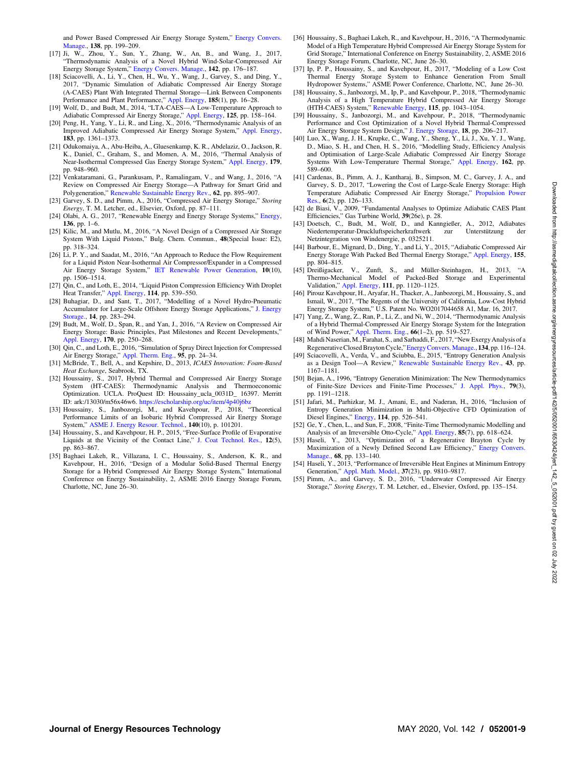and Power Based Compressed Air Energy Storage System," Energy Convers. Manage., **138**, pp. 199–209.

[17] Ji, W., Zhou, Y., Sun, Y., Zhang, W., An, B., and Wang, J., 2017, "Thermodynamic Analysis of a Novel Hybrid Wind-Solar-Compressed Air Energy Storage System," Energy Convers. Manage., **142**, pp. 176–187.

[18] Sciacovelli, A., Li, Y., Chen, H., Wu, Y., Wang, J., Garvey, S., and Ding, Y., 2017, "Dynamic Simulation of Adiabatic Compressed Air Energy Storage (A-CAES) Plant With Integrated Thermal Storage—Link Between Components Performance and Plant Performance," Appl. Energy, **185**(1), pp. 16–28.

[19] Wolf, D., and Budt, M., 2014, "LTA-CAES—A Low-Temperature Approach to Adiabatic Compressed Air Energy Storage," Appl. Energy, **125**, pp. 158–164.

[20] Peng, H., Yang, Y., Li, R., and Ling, X., 2016, "Thermodynamic Analysis of an Improved Adiabatic Compressed Air Energy Storage System," Appl. Energy, **183**, pp. 1361–1373.

[21] Odukomaiya, A., Abu-Heiba, A., Gluesenkamp, K. R., Abdelaziz, O., Jackson, R. K., Daniel, C., Graham, S., and Momen, A. M., 2016, "Thermal Analysis of Near-Isothermal Compressed Gas Energy Storage System," Appl. Energy, **179**, pp. 948–960.

[22] Venkataramani, G., Parankusam, P., Ramalingam, V., and Wang, J., 2016, "A Review on Compressed Air Energy Storage—A Pathway for Smart Grid and Polygeneration," Renewable Sustainable Energy Rev., **62**, pp. 895–907.

[23] Garvey, S. D., and Pimm, A., 2016, "Compressed Air Energy Storage," *Storing Energy*, T. M. Letcher, ed., Elsevier, Oxford, pp. 87–111.

[24] Olabi, A. G., 2017, "Renewable Energy and Energy Storage Systems," Energy, **136**, pp. 1–6.

[25] Kilic, M., and Mutlu, M., 2016, "A Novel Design of a Compressed Air Energy Storage System With Liquid Pistons," Bulg. Chem. Commun., **48**(Special Issue: E2), pp. 318–324.

[26] Li, P. Y., and Saadat, M., 2016, "An Approach to Reduce the Flow Requirement for a Liquid Piston Near-Isothermal Air Compressor/Expander in a Compressed Air Energy Storage System," IET Renewable Power Generation, **10**(10), pp. 1506–1514.

[27] Qin, C., and Loth, E., 2014, "Liquid Piston Compression Efficiency With Droplet Heat Transfer," Appl. Energy, **114**, pp. 539–550.

[28] Buhagiar, D., and Sant, T., 2017, "Modelling of a Novel Hydro-Pneumatic Accumulator for Large-Scale Offshore Energy Storage Applications," J. Energy Storage., **14**, pp. 283–294.

[29] Budt, M., Wolf, D., Span, R., and Yan, J., 2016, "A Review on Compressed Air Energy Storage: Basic Principles, Past Milestones and Recent Developments," Appl. Energy, **170**, pp. 250–268.

[30] Qin, C., and Loth, E., 2016, "Simulation of Spray Direct Injection for Compressed Air Energy Storage," Appl. Therm. Eng., **95**, pp. 24–34.

[31] McBride, T., Bell, A., and Kepshire, D., 2013, *ICAES Innovation: Foam-Based Heat Exchange*, Seabrook, TX.

[32] Houssainy, S., 2017, Hybrid Thermal and Compressed Air Energy Storage System (HT-CAES): Thermodynamic Analysis and Thermoeconomic Optimization. UCLA. ProQuest ID: Houssainy_ucla_0031D_ 16397. Merritt ID: ark:/13030/m56x46w6. https://escholarship.org/uc/item/4p40j6bz

[33] Houssainy, S., Janbozorgi, M., and Kavehpour, P., 2018, "Theoretical Performance Limits of an Isobaric Hybrid Compressed Air Energy Storage System," ASME J. Energy Resour. Technol., **140**(10), p. 101201.

[34] Houssainy, S., and Kavehpour, H. P., 2015, "Free-Surface Profile of Evaporative Liquids at the Vicinity of the Contact Line," J. Coat Technol. Res., **12**(5), pp. 863–867.

[35] Baghaei Lakeh, R., Villazana, I. C., Houssainy, S., Anderson, K. R., and Kavehpour, H., 2016, "Design of a Modular Solid-Based Thermal Energy Storage for a Hybrid Compressed Air Energy Storage System," International Conference on Energy Sustainability, 2, ASME 2016 Energy Storage Forum, Charlotte, NC, June 26–30.

[36] Houssainy, S., Baghaei Lakeh, R., and Kavehpour, H., 2016, "A Thermodynamic Model of a High Temperature Hybrid Compressed Air Energy Storage System for Grid Storage," International Conference on Energy Sustainability, 2, ASME 2016 Energy Storage Forum, Charlotte, NC, June 26–30.

[37] Ip, P. P., Houssainy, S., and Kavehpour, H., 2017, "Modeling of a Low Cost Thermal Energy Storage System to Enhance Generation From Small Hydropower Systems," ASME Power Conference, Charlotte, NC, June 26–30.

[38] Houssainy, S., Janbozorgi, M., Ip, P., and Kavehpour, P., 2018, "Thermodynamic Analysis of a High Temperature Hybrid Compressed Air Energy Storage (HTH-CAES) System," Renewable Energy, **115**, pp. 1043–1054.

[39] Houssainy, S., Janbozorgi, M., and Kavehpour, P., 2018, "Thermodynamic Performance and Cost Optimization of a Novel Hybrid Thermal-Compressed Air Energy Storage System Design," J. Energy Storage, **18**, pp. 206–217.

[40] Luo, X., Wang, J. H., Krupke, C., Wang, Y., Sheng, Y., Li, J., Xu, Y. J., Wang, D., Miao, S. H., and Chen, H. S., 2016, "Modelling Study, Efficiency Analysis and Optimisation of Large-Scale Adiabatic Compressed Air Energy Storage Systems With Low-Temperature Thermal Storage," Appl. Energy, **162**, pp. 589–600.

[41] Cardenas, B., Pimm, A. J., Kantharaj, B., Simpson, M. C., Garvey, J. A., and Garvey, S. D., 2017, "Lowering the Cost of Large-Scale Energy Storage: High Temperature Adiabatic Compressed Air Energy Storage," Propulsion Power Res., **6**(2), pp. 126–133.

[42] de Biasi, V., 2009, "Fundamental Analyses to Optimize Adiabatic CAES Plant Efficiencies," Gas Turbine World, **39**(26e), p. 28.

[43] Doetsch, C., Budt, M., Wolf, D., and Kanngießer, A., 2012, Adiabates Niedertemperatur-Druckluftspeicherkraftwerk zur Unterstützung der Netzintegration von Windenergie, p. 0325211.

[44] Barbour, E., Mignard, D., Ding, Y., and Li, Y., 2015, "Adiabatic Compressed Air Energy Storage With Packed Bed Thermal Energy Storage," Appl. Energy, **155**, pp. 804–815.

[45] Dreißigacker, V., Zunft, S., and Müller-Steinhagen, H., 2013, "A Thermo-Mechanical Model of Packed-Bed Storage and Experimental Validation," Appl. Energy, **111**, pp. 1120–1125.

[46] Pirouz Kavehpour, H., Aryafar, H., Thacker, A., Janbozorgi, M., Houssainy, S., and Ismail, W., 2017, "The Regents of the University of California, Low-Cost Hybrid Energy Storage System," U.S. Patent No. WO2017044658 A1, Mar. 16, 2017.

[47] Yang, Z., Wang, Z., Ran, P., Li, Z., and Ni, W., 2014, "Thermodynamic Analysis of a Hybrid Thermal-Compressed Air Energy Storage System for the Integration of Wind Power," Appl. Therm. Eng., **66**(1–2), pp. 519–527.

[48] Mahdi Naserian, M., Farahat, S., and Sarhaddi, F., 2017, "New Exergy Analysis of a Regenerative Closed Brayton Cycle," Energy Convers. Manage., **134**, pp. 116–124.

[49] Sciacovelli, A., Verda, V., and Sciubba, E., 2015, "Entropy Generation Analysis as a Design Tool—A Review," Renewable Sustainable Energy Rev., **43**, pp. 1167–1181.

[50] Bejan, A., 1996, "Entropy Generation Minimization: The New Thermodynamics of Finite-Size Devices and Finite-Time Processes," J. Appl. Phys., **79**(3), pp. 1191–1218.

[51] Jafari, M., Parhizkar, M. J., Amani, E., and Naderan, H., 2016, "Inclusion of Entropy Generation Minimization in Multi-Objective CFD Optimization of Diesel Engines," Energy, **114**, pp. 526–541.

[52] Ge, Y., Chen, L., and Sun, F., 2008, "Finite-Time Thermodynamic Modelling and Analysis of an Irreversible Otto-Cycle," Appl. Energy, **85**(7), pp. 618–624.

[53] Haseli, Y., 2013, "Optimization of a Regenerative Brayton Cycle by Maximization of a Newly Defined Second Law Efficiency," Energy Convers. Manage., **68**, pp. 133–140.

[54] Haseli, Y., 2013, "Performance of Irreversible Heat Engines at Minimum Entropy Generation," Appl. Math. Model., **37**(23), pp. 9810–9817.

[55] Pimm, A., and Garvey, S. D., 2016, "Underwater Compressed Air Energy Storage," *Storing Energy*, T. M. Letcher, ed., Elsevier, Oxford, pp. 135–154.